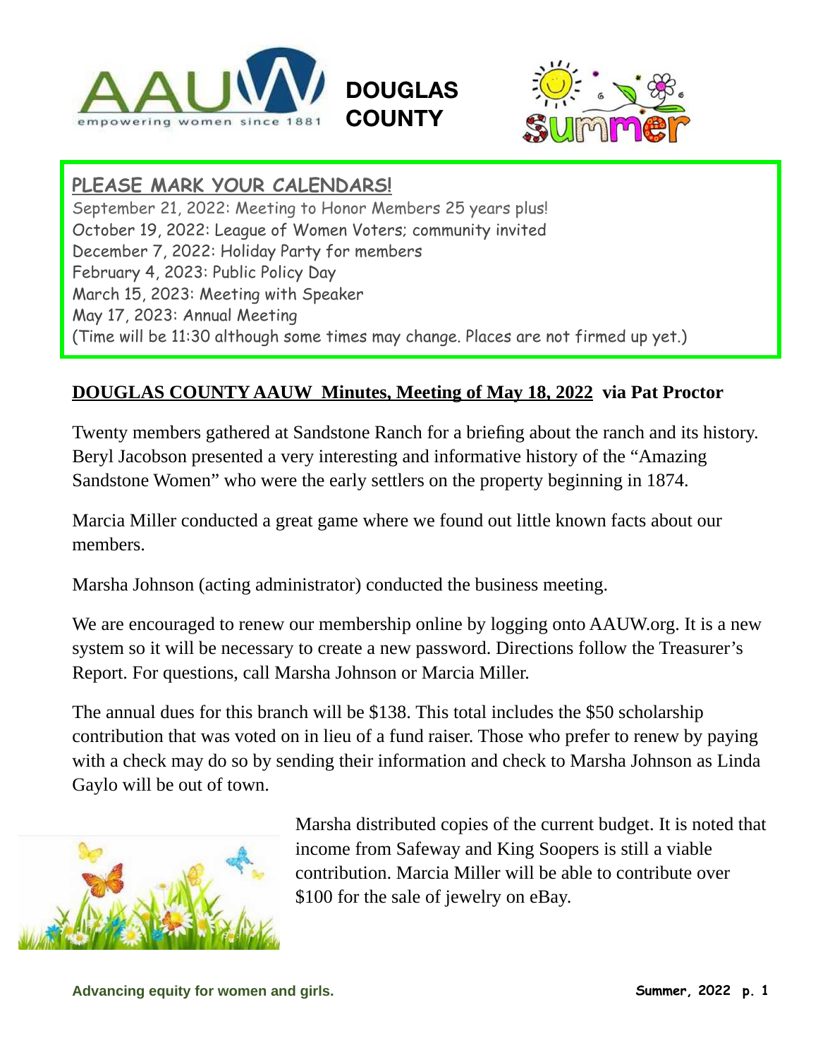# DOUGLAS COUNTY

**PLEASE MARK YOUR CALENDARS!**

September 21, 2022: Meeting to Honor Members 25 years plus!
October 19, 2022: League of Women Voters; community invited
December 7, 2022: Holiday Party for members
February 4, 2023: Public Policy Day
March 15, 2023: Meeting with Speaker
May 17, 2023: Annual Meeting
(Time will be 11:30 although some times may change. Places are not firmed up yet.)

## DOUGLAS COUNTY AAUW Minutes, Meeting of May 18, 2022 via Pat Proctor

Twenty members gathered at Sandstone Ranch for a briefing about the ranch and its history. Beryl Jacobson presented a very interesting and informative history of the "Amazing Sandstone Women" who were the early settlers on the property beginning in 1874.

Marcia Miller conducted a great game where we found out little known facts about our members.

Marsha Johnson (acting administrator) conducted the business meeting.

We are encouraged to renew our membership online by logging onto AAUW.org. It is a new system so it will be necessary to create a new password. Directions follow the Treasurer's Report. For questions, call Marsha Johnson or Marcia Miller.

The annual dues for this branch will be $138. This total includes the $50 scholarship contribution that was voted on in lieu of a fund raiser. Those who prefer to renew by paying with a check may do so by sending their information and check to Marsha Johnson as Linda Gaylo will be out of town.

Marsha distributed copies of the current budget. It is noted that income from Safeway and King Soopers is still a viable contribution. Marcia Miller will be able to contribute over $100 for the sale of jewelry on eBay.

Advancing equity for women and girls.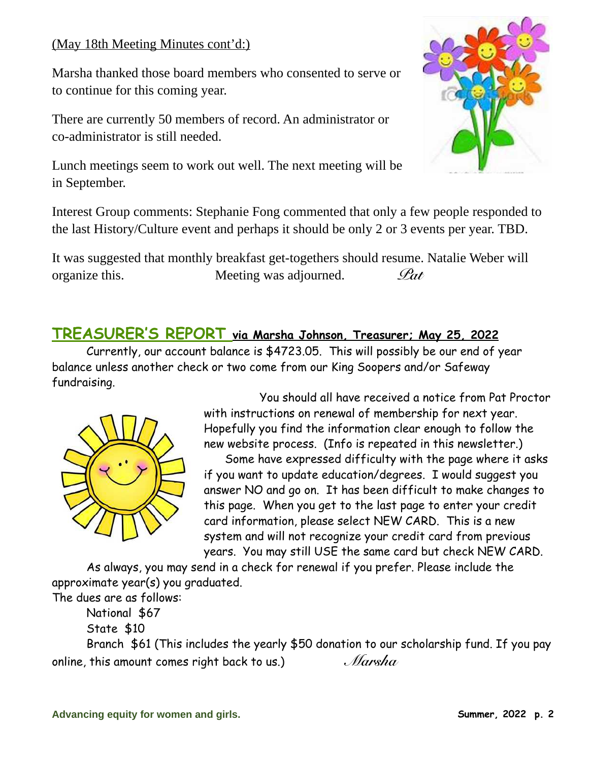(May 18th Meeting Minutes cont'd:)

Marsha thanked those board members who consented to serve or to continue for this coming year.

There are currently 50 members of record. An administrator or co-administrator is still needed.

Lunch meetings seem to work out well. The next meeting will be in September.

Interest Group comments: Stephanie Fong commented that only a few people responded to the last History/Culture event and perhaps it should be only 2 or 3 events per year. TBD.

It was suggested that monthly breakfast get-togethers should resume. Natalie Weber will organize this. Meeting was adjourned. *Pat*

## TREASURER'S REPORT **via Marsha Johnson, Treasurer; May 25, 2022**

Currently, our account balance is $4723.05. This will possibly be our end of year balance unless another check or two come from our King Soopers and/or Safeway fundraising.

You should all have received a notice from Pat Proctor with instructions on renewal of membership for next year. Hopefully you find the information clear enough to follow the new website process. (Info is repeated in this newsletter.)

Some have expressed difficulty with the page where it asks if you want to update education/degrees. I would suggest you answer NO and go on. It has been difficult to make changes to this page. When you get to the last page to enter your credit card information, please select NEW CARD. This is a new system and will not recognize your credit card from previous years. You may still USE the same card but check NEW CARD.

As always, you may send in a check for renewal if you prefer. Please include the approximate year(s) you graduated.

The dues are as follows:

National $67

State $10

Branch $61 (This includes the yearly $50 donation to our scholarship fund. If you pay online, this amount comes right back to us.) *Marsha*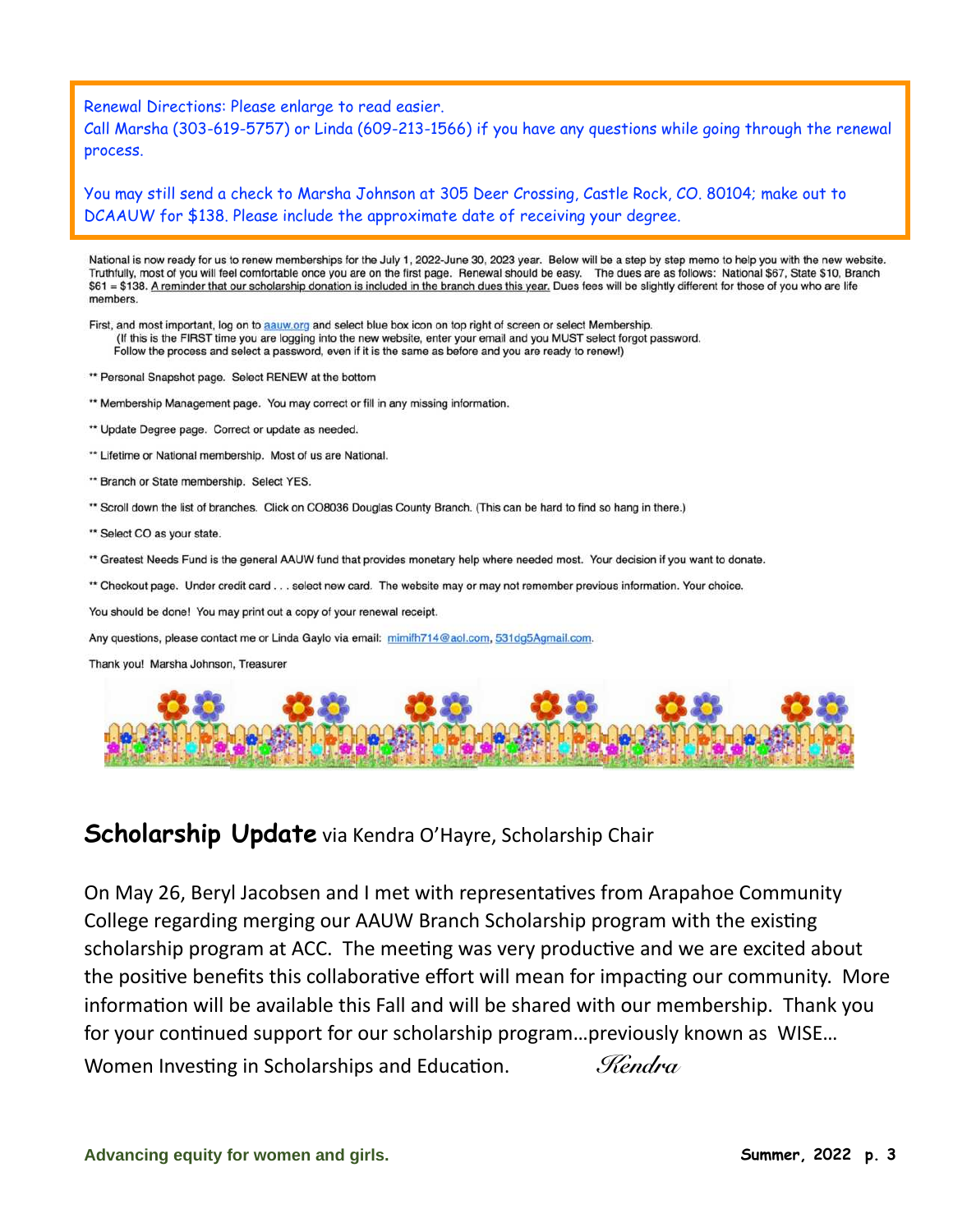Renewal Directions: Please enlarge to read easier.
Call Marsha (303-619-5757) or Linda (609-213-1566) if you have any questions while going through the renewal process.

You may still send a check to Marsha Johnson at 305 Deer Crossing, Castle Rock, CO. 80104; make out to DCAAUW for $138. Please include the approximate date of receiving your degree.

National is now ready for us to renew memberships for the July 1, 2022-June 30, 2023 year. Below will be a step by step memo to help you with the new website. Truthfully, most of you will feel comfortable once you are on the first page. Renewal should be easy. The dues are as follows: National $67, State $10, Branch $61 = $138. A reminder that our scholarship donation is included in the branch dues this year. Dues fees will be slightly different for those of you who are life members.

First, and most important, log on to aauw.org and select blue box icon on top right of screen or select Membership.
(If this is the FIRST time you are logging into the new website, enter your email and you MUST select forgot password. Follow the process and select a password, even if it is the same as before and you are ready to renew!)

** Personal Snapshot page. Select RENEW at the bottom

** Membership Management page. You may correct or fill in any missing information.

** Update Degree page. Correct or update as needed.

** Lifetime or National membership. Most of us are National.

** Branch or State membership. Select YES.

** Scroll down the list of branches. Click on CO8036 Douglas County Branch. (This can be hard to find so hang in there.)

** Select CO as your state.

** Greatest Needs Fund is the general AAUW fund that provides monetary help where needed most. Your decision if you want to donate.

** Checkout page. Under credit card . . . select new card. The website may or may not remember previous information. Your choice.

You should be done! You may print out a copy of your renewal receipt.

Any questions, please contact me or Linda Gaylo via email: mimifh714@aol.com, 531dg5Agmail.com.

Thank you! Marsha Johnson, Treasurer

## **Scholarship Update** via Kendra O'Hayre, Scholarship Chair

On May 26, Beryl Jacobsen and I met with representatives from Arapahoe Community College regarding merging our AAUW Branch Scholarship program with the existing scholarship program at ACC. The meeting was very productive and we are excited about the positive benefits this collaborative effort will mean for impacting our community. More information will be available this Fall and will be shared with our membership. Thank you for your continued support for our scholarship program…previously known as WISE… Women Investing in Scholarships and Education. *Kendra*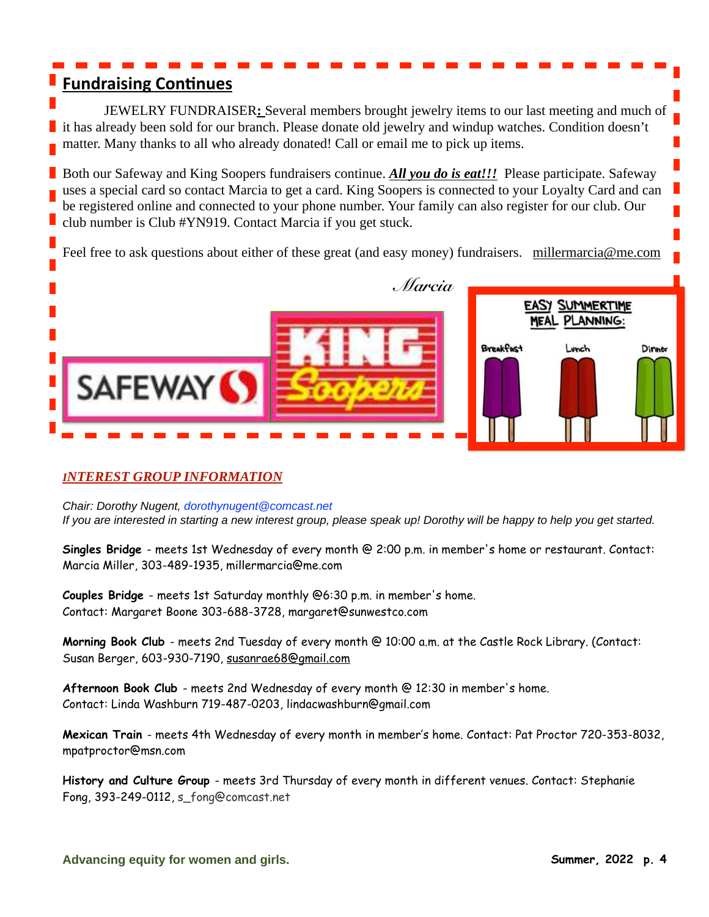## Fundraising Continues

JEWELRY FUNDRAISER: Several members brought jewelry items to our last meeting and much of it has already been sold for our branch. Please donate old jewelry and windup watches. Condition doesn't matter. Many thanks to all who already donated! Call or email me to pick up items.

Both our Safeway and King Soopers fundraisers continue. ***All you do is eat!!!*** Please participate. Safeway uses a special card so contact Marcia to get a card. King Soopers is connected to your Loyalty Card and can be registered online and connected to your phone number. Your family can also register for our club. Our club number is Club #YN919. Contact Marcia if you get stuck.

Feel free to ask questions about either of these great (and easy money) fundraisers. millermarcia@me.com

*Marcia*

## *INTEREST GROUP INFORMATION*

*Chair: Dorothy Nugent, dorothynugent@comcast.net*
*If you are interested in starting a new interest group, please speak up! Dorothy will be happy to help you get started.*

**Singles Bridge** - meets 1st Wednesday of every month @ 2:00 p.m. in member's home or restaurant. Contact: Marcia Miller, 303-489-1935, millermarcia@me.com

**Couples Bridge** - meets 1st Saturday monthly @6:30 p.m. in member's home. Contact: Margaret Boone 303-688-3728, margaret@sunwestco.com

**Morning Book Club** - meets 2nd Tuesday of every month @ 10:00 a.m. at the Castle Rock Library. (Contact: Susan Berger, 603-930-7190, susanrae68@gmail.com

**Afternoon Book Club** - meets 2nd Wednesday of every month @ 12:30 in member's home. Contact: Linda Washburn 719-487-0203, lindacwashburn@gmail.com

**Mexican Train** - meets 4th Wednesday of every month in member's home. Contact: Pat Proctor 720-353-8032, mpatproctor@msn.com

**History and Culture Group** - meets 3rd Thursday of every month in different venues. Contact: Stephanie Fong, 393-249-0112, s_fong@comcast.net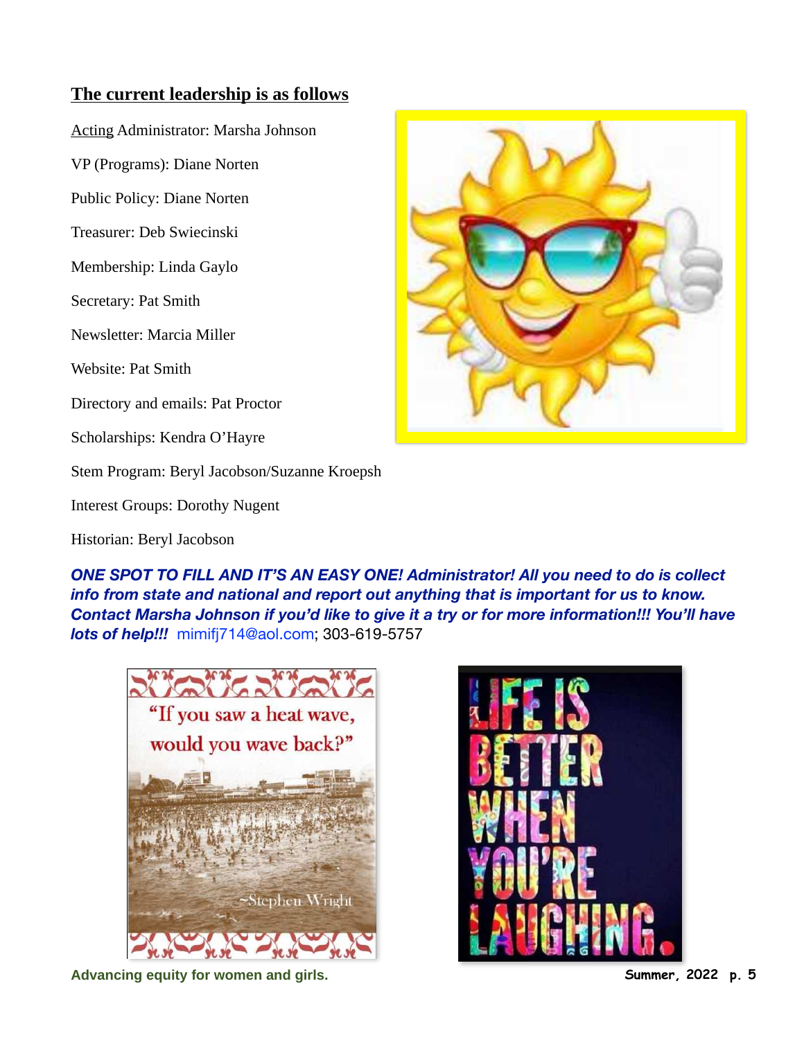## The current leadership is as follows

Acting Administrator: Marsha Johnson

VP (Programs): Diane Norten

Public Policy: Diane Norten

Treasurer: Deb Swiecinski

Membership: Linda Gaylo

Secretary: Pat Smith

Newsletter: Marcia Miller

Website: Pat Smith

Directory and emails: Pat Proctor

Scholarships: Kendra O'Hayre

Stem Program: Beryl Jacobson/Suzanne Kroepsh

Interest Groups: Dorothy Nugent

Historian: Beryl Jacobson

***ONE SPOT TO FILL AND IT'S AN EASY ONE! Administrator! All you need to do is collect info from state and national and report out anything that is important for us to know. Contact Marsha Johnson if you'd like to give it a try or for more information!!! You'll have lots of help!!!*** mimifj714@aol.com; 303-619-5757

"If you saw a heat wave, would you wave back?" ~Stephen Wright

LIFE IS BETTER WHEN YOU'RE LAUGHING.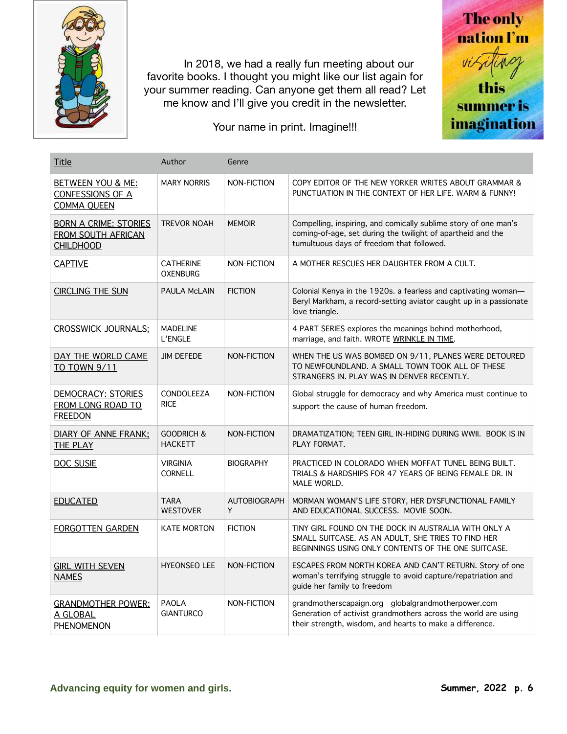In 2018, we had a really fun meeting about our favorite books. I thought you might like our list again for your summer reading. Can anyone get them all read? Let me know and I'll give you credit in the newsletter.

Your name in print. Imagine!!!

The only nation I'm visiting this summer is imagination

| Title | Author | Genre | |
|---|---|---|---|
| BETWEEN YOU & ME: CONFESSIONS OF A COMMA QUEEN | MARY NORRIS | NON-FICTION | COPY EDITOR OF THE NEW YORKER WRITES ABOUT GRAMMAR & PUNCTUATION IN THE CONTEXT OF HER LIFE. WARM & FUNNY! |
| BORN A CRIME: STORIES FROM SOUTH AFRICAN CHILDHOOD | TREVOR NOAH | MEMOIR | Compelling, inspiring, and comically sublime story of one man's coming-of-age, set during the twilight of apartheid and the tumultuous days of freedom that followed. |
| CAPTIVE | CATHERINE OXENBURG | NON-FICTION | A MOTHER RESCUES HER DAUGHTER FROM A CULT. |
| CIRCLING THE SUN | PAULA McLAIN | FICTION | Colonial Kenya in the 1920s. a fearless and captivating woman—Beryl Markham, a record-setting aviator caught up in a passionate love triangle. |
| CROSSWICK JOURNALS; | MADELINE L'ENGLE | | 4 PART SERIES explores the meanings behind motherhood, marriage, and faith. WROTE WRINKLE IN TIME. |
| DAY THE WORLD CAME TO TOWN 9/11 | JIM DEFEDE | NON-FICTION | WHEN THE US WAS BOMBED ON 9/11, PLANES WERE DETOURED TO NEWFOUNDLAND. A SMALL TOWN TOOK ALL OF THESE STRANGERS IN. PLAY WAS IN DENVER RECENTLY. |
| DEMOCRACY: STORIES FROM LONG ROAD TO FREEDON | CONDOLEEZA RICE | NON-FICTION | Global struggle for democracy and why America must continue to support the cause of human freedom. |
| DIARY OF ANNE FRANK; THE PLAY | GOODRICH & HACKETT | NON-FICTION | DRAMATIZATION; TEEN GIRL IN-HIDING DURING WWII. BOOK IS IN PLAY FORMAT. |
| DOC SUSIE | VIRGINIA CORNELL | BIOGRAPHY | PRACTICED IN COLORADO WHEN MOFFAT TUNEL BEING BUILT. TRIALS & HARDSHIPS FOR 47 YEARS OF BEING FEMALE DR. IN MALE WORLD. |
| EDUCATED | TARA WESTOVER | AUTOBIOGRAPHY | MORMAN WOMAN'S LIFE STORY, HER DYSFUNCTIONAL FAMILY AND EDUCATIONAL SUCCESS. MOVIE SOON. |
| FORGOTTEN GARDEN | KATE MORTON | FICTION | TINY GIRL FOUND ON THE DOCK IN AUSTRALIA WITH ONLY A SMALL SUITCASE. AS AN ADULT, SHE TRIES TO FIND HER BEGINNINGS USING ONLY CONTENTS OF THE ONE SUITCASE. |
| GIRL WITH SEVEN NAMES | HYEONSEO LEE | NON-FICTION | ESCAPES FROM NORTH KOREA AND CAN'T RETURN. Story of one woman's terrifying struggle to avoid capture/repatriation and guide her family to freedom |
| GRANDMOTHER POWER; A GLOBAL PHENOMENON | PAOLA GIANTURCO | NON-FICTION | grandmotherscapaign.org globalgrandmotherpower.com Generation of activist grandmothers across the world are using their strength, wisdom, and hearts to make a difference. |

Advancing equity for women and girls.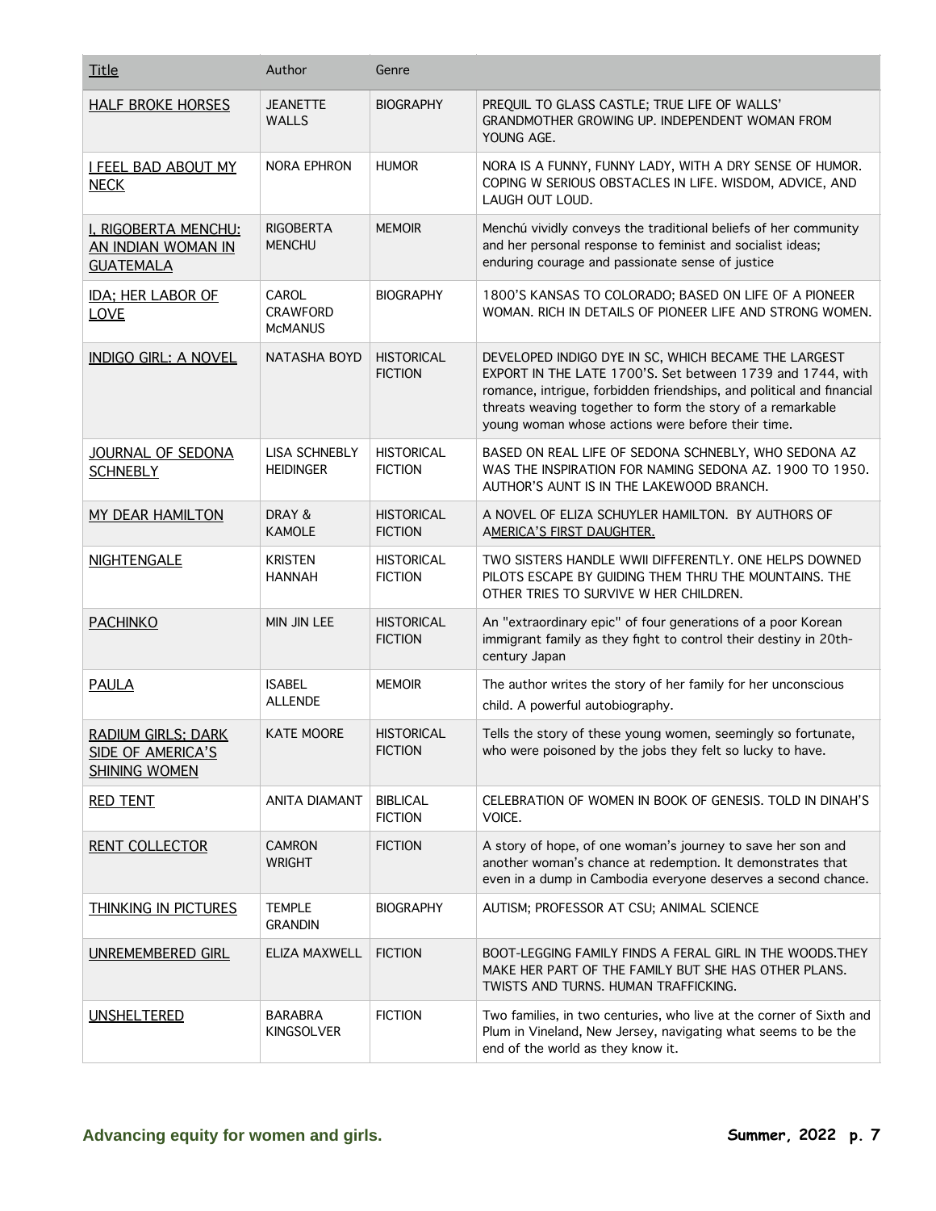| Title | Author | Genre | |
|---|---|---|---|
| HALF BROKE HORSES | JEANETTE WALLS | BIOGRAPHY | PREQUIL TO GLASS CASTLE; TRUE LIFE OF WALLS' GRANDMOTHER GROWING UP. INDEPENDENT WOMAN FROM YOUNG AGE. |
| I FEEL BAD ABOUT MY NECK | NORA EPHRON | HUMOR | NORA IS A FUNNY, FUNNY LADY, WITH A DRY SENSE OF HUMOR. COPING W SERIOUS OBSTACLES IN LIFE. WISDOM, ADVICE, AND LAUGH OUT LOUD. |
| I, RIGOBERTA MENCHU: AN INDIAN WOMAN IN GUATEMALA | RIGOBERTA MENCHU | MEMOIR | Menchú vividly conveys the traditional beliefs of her community and her personal response to feminist and socialist ideas; enduring courage and passionate sense of justice |
| IDA; HER LABOR OF LOVE | CAROL CRAWFORD McMANUS | BIOGRAPHY | 1800'S KANSAS TO COLORADO; BASED ON LIFE OF A PIONEER WOMAN. RICH IN DETAILS OF PIONEER LIFE AND STRONG WOMEN. |
| INDIGO GIRL: A NOVEL | NATASHA BOYD | HISTORICAL FICTION | DEVELOPED INDIGO DYE IN SC, WHICH BECAME THE LARGEST EXPORT IN THE LATE 1700'S. Set between 1739 and 1744, with romance, intrigue, forbidden friendships, and political and financial threats weaving together to form the story of a remarkable young woman whose actions were before their time. |
| JOURNAL OF SEDONA SCHNEBLY | LISA SCHNEBLY HEIDINGER | HISTORICAL FICTION | BASED ON REAL LIFE OF SEDONA SCHNEBLY, WHO SEDONA AZ WAS THE INSPIRATION FOR NAMING SEDONA AZ. 1900 TO 1950. AUTHOR'S AUNT IS IN THE LAKEWOOD BRANCH. |
| MY DEAR HAMILTON | DRAY & KAMOLE | HISTORICAL FICTION | A NOVEL OF ELIZA SCHUYLER HAMILTON. BY AUTHORS OF AMERICA'S FIRST DAUGHTER. |
| NIGHTENGALE | KRISTEN HANNAH | HISTORICAL FICTION | TWO SISTERS HANDLE WWII DIFFERENTLY. ONE HELPS DOWNED PILOTS ESCAPE BY GUIDING THEM THRU THE MOUNTAINS. THE OTHER TRIES TO SURVIVE W HER CHILDREN. |
| PACHINKO | MIN JIN LEE | HISTORICAL FICTION | An "extraordinary epic" of four generations of a poor Korean immigrant family as they fight to control their destiny in 20th-century Japan |
| PAULA | ISABEL ALLENDE | MEMOIR | The author writes the story of her family for her unconscious child. A powerful autobiography. |
| RADIUM GIRLS; DARK SIDE OF AMERICA'S SHINING WOMEN | KATE MOORE | HISTORICAL FICTION | Tells the story of these young women, seemingly so fortunate, who were poisoned by the jobs they felt so lucky to have. |
| RED TENT | ANITA DIAMANT | BIBLICAL FICTION | CELEBRATION OF WOMEN IN BOOK OF GENESIS. TOLD IN DINAH'S VOICE. |
| RENT COLLECTOR | CAMRON WRIGHT | FICTION | A story of hope, of one woman's journey to save her son and another woman's chance at redemption. It demonstrates that even in a dump in Cambodia everyone deserves a second chance. |
| THINKING IN PICTURES | TEMPLE GRANDIN | BIOGRAPHY | AUTISM; PROFESSOR AT CSU; ANIMAL SCIENCE |
| UNREMEMBERED GIRL | ELIZA MAXWELL | FICTION | BOOT-LEGGING FAMILY FINDS A FERAL GIRL IN THE WOODS.THEY MAKE HER PART OF THE FAMILY BUT SHE HAS OTHER PLANS. TWISTS AND TURNS. HUMAN TRAFFICKING. |
| UNSHELTERED | BARABRA KINGSOLVER | FICTION | Two families, in two centuries, who live at the corner of Sixth and Plum in Vineland, New Jersey, navigating what seems to be the end of the world as they know it. |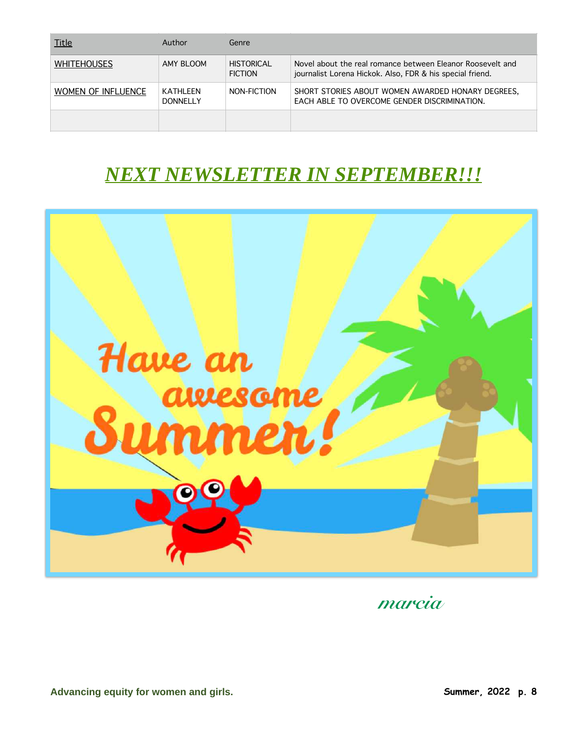| Title | Author | Genre | |
|---|---|---|---|
| WHITEHOUSES | AMY BLOOM | HISTORICAL FICTION | Novel about the real romance between Eleanor Roosevelt and journalist Lorena Hickok. Also, FDR & his special friend. |
| WOMEN OF INFLUENCE | KATHLEEN DONNELLY | NON-FICTION | SHORT STORIES ABOUT WOMEN AWARDED HONARY DEGREES, EACH ABLE TO OVERCOME GENDER DISCRIMINATION. |
| | | | |

## ***NEXT NEWSLETTER IN SEPTEMBER!!!***

Have an awesome Summer!

*marcia*

**Advancing equity for women and girls.**